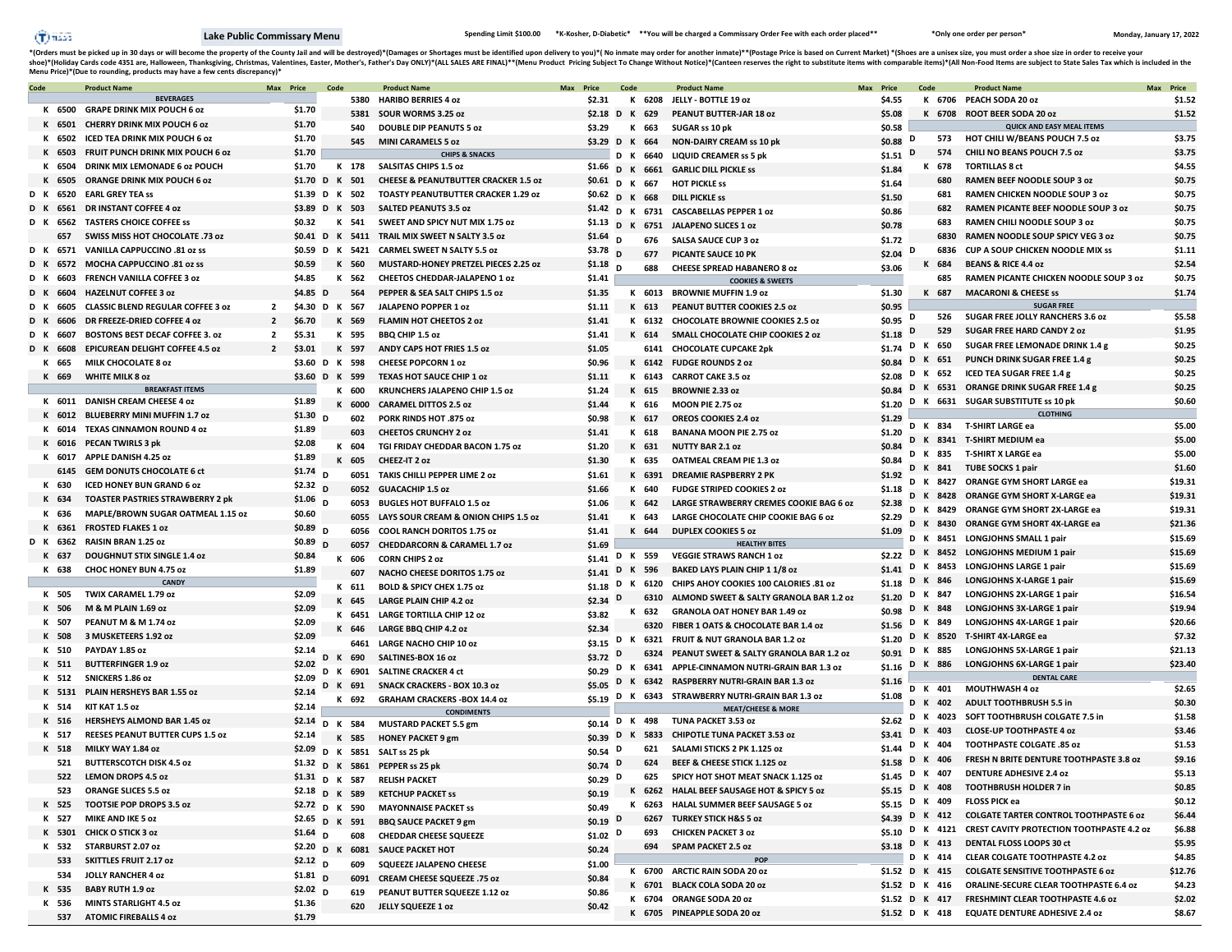# Lake Public Commissary Menu

Spending Limit $100.00 *K-Kosher, D-Diabetic* **You will be charged a Commissary Order Fee with each order placed** *Only one order per person* Monday, January 17, 2022

*(Orders must be picked up in 30 days or will become the property of the County Jail and will be destroyed)*(Damages or Shortages must be identified upon delivery to you)*( No inmate may order for another inmate)**(Postage Price is based on Current Market) *(Shoes are a unisex size, you must order a shoe size in order to receive your shoe)*(Holiday Cards code 4351 are, Halloween, Thanksgiving, Christmas, Valentines, Easter, Mother's, Father's Day ONLY)*(ALL SALES ARE FINAL)**(Menu Product Pricing Subject To Change Without Notice)*(Canteen reserves the right to substitute items with comparable items)*(All Non-Food Items are subject to State Sales Tax which is included in the Menu Price)*(Due to rounding, products may have a few cents discrepancy)*

| | | Code | Product Name | Max | Price |
|---|---|---|---|---|---|
| | | | **BEVERAGES** | | |
| | K | 6500 | GRAPE DRINK MIX POUCH 6 oz | | $1.70 |
| | K | 6501 | CHERRY DRINK MIX POUCH 6 oz | | $1.70 |
| | K | 6502 | ICED TEA DRINK MIX POUCH 6 oz | | $1.70 |
| | K | 6503 | FRUIT PUNCH DRINK MIX POUCH 6 oz | | $1.70 |
| | K | 6504 | DRINK MIX LEMONADE 6 oz POUCH | | $1.70 |
| | K | 6505 | ORANGE DRINK MIX POUCH 6 oz | | $1.70 |
| D | K | 6520 | EARL GREY TEA ss | | $1.39 |
| D | K | 6561 | DR INSTANT COFFEE 4 oz | | $3.89 |
| D | K | 6562 | TASTERS CHOICE COFFEE ss | | $0.32 |
| | | 657 | SWISS MISS HOT CHOCOLATE .73 oz | | $0.41 |
| D | K | 6571 | VANILLA CAPPUCCINO .81 oz ss | | $0.59 |
| D | K | 6572 | MOCHA CAPPUCCINO .81 oz ss | | $0.59 |
| D | K | 6603 | FRENCH VANILLA COFFEE 3 oz | | $4.85 |
| D | K | 6604 | HAZELNUT COFFEE 3 oz | | $4.85 |
| D | K | 6605 | CLASSIC BLEND REGULAR COFFEE 3 oz | 2 | $4.30 |
| D | K | 6606 | DR FREEZE-DRIED COFFEE 4 oz | 2 | $6.70 |
| D | K | 6607 | BOSTONS BEST DECAF COFFEE 3. oz | 2 | $5.31 |
| D | K | 6608 | EPICUREAN DELIGHT COFFEE 4.5 oz | 2 | $3.01 |
| | K | 665 | MILK CHOCOLATE 8 oz | | $3.60 |
| | K | 669 | WHITE MILK 8 oz | | $3.60 |
| | | | **BREAKFAST ITEMS** | | |
| | K | 6011 | DANISH CREAM CHEESE 4 oz | | $1.89 |
| | K | 6012 | BLUEBERRY MINI MUFFIN 1.7 oz | | $1.30 |
| | K | 6014 | TEXAS CINNAMON ROUND 4 oz | | $1.89 |
| | K | 6016 | PECAN TWIRLS 3 pk | | $2.08 |
| | K | 6017 | APPLE DANISH 4.25 oz | | $1.89 |
| | | 6145 | GEM DONUTS CHOCOLATE 6 ct | | $1.74 |
| | K | 630 | ICED HONEY BUN GRAND 6 oz | | $2.32 |
| | K | 634 | TOASTER PASTRIES STRAWBERRY 2 pk | | $1.06 |
| | K | 636 | MAPLE/BROWN SUGAR OATMEAL 1.15 oz | | $0.60 |
| | K | 6361 | FROSTED FLAKES 1 oz | | $0.89 |
| D | K | 6362 | RAISIN BRAN 1.25 oz | | $0.89 |
| | K | 637 | DOUGHNUT STIX SINGLE 1.4 oz | | $0.84 |
| | K | 638 | CHOC HONEY BUN 4.75 oz | | $1.89 |
| | | | **CANDY** | | |
| | K | 505 | TWIX CARAMEL 1.79 oz | | $2.09 |
| | K | 506 | M & M PLAIN 1.69 oz | | $2.09 |
| | K | 507 | PEANUT M & M 1.74 oz | | $2.09 |
| | K | 508 | 3 MUSKETEERS 1.92 oz | | $2.09 |
| | K | 510 | PAYDAY 1.85 oz | | $2.14 |
| | K | 511 | BUTTERFINGER 1.9 oz | | $2.02 |
| | K | 512 | SNICKERS 1.86 oz | | $2.09 |
| | K | 5131 | PLAIN HERSHEYS BAR 1.55 oz | | $2.14 |
| | K | 514 | KIT KAT 1.5 oz | | $2.14 |
| | K | 516 | HERSHEYS ALMOND BAR 1.45 oz | | $2.14 |
| | K | 517 | REESES PEANUT BUTTER CUPS 1.5 oz | | $2.14 |
| | K | 518 | MILKY WAY 1.84 oz | | $2.09 |
| | | 521 | BUTTERSCOTCH DISK 4.5 oz | | $1.32 |
| | | 522 | LEMON DROPS 4.5 oz | | $1.31 |
| | | 523 | ORANGE SLICES 5.5 oz | | $2.18 |
| | K | 525 | TOOTSIE POP DROPS 3.5 oz | | $2.72 |
| | K | 527 | MIKE AND IKE 5 oz | | $2.65 |
| | K | 5301 | CHICK O STICK 3 oz | | $1.64 |
| | K | 532 | STARBURST 2.07 oz | | $2.20 |
| | | 533 | SKITTLES FRUIT 2.17 oz | | $2.12 |
| | | 534 | JOLLY RANCHER 4 oz | | $1.81 |
| | K | 535 | BABY RUTH 1.9 oz | | $2.02 |
| | K | 536 | MINTS STARLIGHT 4.5 oz | | $1.36 |
| | | 537 | ATOMIC FIREBALLS 4 oz | | $1.79 |
| | | 5380 | HARIBO BERRIES 4 oz | | $2.31 |
| | | 5381 | SOUR WORMS 3.25 oz | | $2.18 |
| | | 540 | DOUBLE DIP PEANUTS 5 oz | | $3.29 |
| | | 545 | MINI CARAMELS 5 oz | | $3.29 |
| | | | **CHIPS & SNACKS** | | |
| | K | 178 | SALSITAS CHIPS 1.5 oz | | $1.66 |
| D | K | 501 | CHEESE & PEANUTBUTTER CRACKER 1.5 oz | | $0.61 |
| D | K | 502 | TOASTY PEANUTBUTTER CRACKER 1.29 oz | | $0.62 |
| D | K | 503 | SALTED PEANUTS 3.5 oz | | $1.42 |
| | K | 541 | SWEET AND SPICY NUT MIX 1.75 oz | | $1.13 |
| D | K | 5411 | TRAIL MIX SWEET N SALTY 3.5 oz | | $1.64 |
| D | K | 5421 | CARMEL SWEET N SALTY 5.5 oz | | $3.78 |
| | K | 560 | MUSTARD-HONEY PRETZEL PIECES 2.25 oz | | $1.18 |
| | K | 562 | CHEETOS CHEDDAR-JALAPENO 1 oz | | $1.41 |
| D | | 564 | PEPPER & SEA SALT CHIP 1.5 oz | | $1.35 |
| D | K | 567 | JALAPENO POPPER 1 oz | | $1.11 |
| | K | 569 | FLAMIN HOT CHEETOS 2 oz | | $1.41 |
| | K | 595 | BBQ CHIP 1.5 oz | | $1.41 |
| | K | 597 | ANDY CAPS HOT FRIES 1.5 oz | | $1.05 |
| D | K | 598 | CHEESE POPCORN 1 oz | | $0.96 |
| D | K | 599 | TEXAS HOT SAUCE CHIP 1 oz | | $1.11 |
| | K | 600 | KRUNCHERS JALAPENO CHIP 1.5 oz | | $1.24 |
| | K | 6000 | CARAMEL DITTOS 2.5 oz | | $1.44 |
| D | | 602 | PORK RINDS HOT .875 oz | | $0.98 |
| | | 603 | CHEETOS CRUNCHY 2 oz | | $1.41 |
| | K | 604 | TGI FRIDAY CHEDDAR BACON 1.75 oz | | $1.20 |
| | K | 605 | CHEEZ-IT 2 oz | | $1.30 |
| D | | 6051 | TAKIS CHILLI PEPPER LIME 2 oz | | $1.61 |
| D | | 6052 | GUACACHIP 1.5 oz | | $1.66 |
| D | | 6053 | BUGLES HOT BUFFALO 1.5 oz | | $1.06 |
| | | 6055 | LAYS SOUR CREAM & ONION CHIPS 1.5 oz | | $1.41 |
| D | | 6056 | COOL RANCH DORITOS 1.75 oz | | $1.41 |
| D | | 6057 | CHEDDARCORN & CARAMEL 1.7 oz | | $1.69 |
| | K | 606 | CORN CHIPS 2 oz | | $1.41 |
| | | 607 | NACHO CHEESE DORITOS 1.75 oz | | $1.41 |
| | K | 611 | BOLD & SPICY CHEX 1.75 oz | | $1.18 |
| | K | 645 | LARGE PLAIN CHIP 4.2 oz | | $2.34 |
| | K | 6451 | LARGE TORTILLA CHIP 12 oz | | $3.82 |
| | K | 646 | LARGE BBQ CHIP 4.2 oz | | $2.34 |
| | | 6461 | LARGE NACHO CHIP 10 oz | | $3.15 |
| D | K | 690 | SALTINES-BOX 16 oz | | $3.72 |
| D | K | 6901 | SALTINE CRACKER 4 ct | | $0.29 |
| D | K | 691 | SNACK CRACKERS - BOX 10.3 oz | | $5.05 |
| | K | 692 | GRAHAM CRACKERS -BOX 14.4 oz | | $5.19 |
| | | | **CONDIMENTS** | | |
| D | K | 584 | MUSTARD PACKET 5.5 gm | | $0.14 |
| | K | 585 | HONEY PACKET 9 gm | | $0.39 |
| D | K | 5851 | SALT ss 25 pk | | $0.54 |
| D | K | 5861 | PEPPER ss 25 pk | | $0.74 |
| D | K | 587 | RELISH PACKET | | $0.29 |
| D | K | 589 | KETCHUP PACKET ss | | $0.19 |
| D | K | 590 | MAYONNAISE PACKET ss | | $0.49 |
| D | K | 591 | BBQ SAUCE PACKET 9 gm | | $0.19 |
| D | | 608 | CHEDDAR CHEESE SQUEEZE | | $1.02 |
| D | K | 6081 | SAUCE PACKET HOT | | $0.24 |
| D | | 609 | SQUEEZE JALAPENO CHEESE | | $1.00 |
| D | | 6091 | CREAM CHEESE SQUEEZE .75 oz | | $0.84 |
| D | | 619 | PEANUT BUTTER SQUEEZE 1.12 oz | | $0.86 |
| D | | 620 | JELLY SQUEEZE 1 oz | | $0.42 |
| | K | 6208 | JELLY - BOTTLE 19 oz | | $4.55 |
| D | K | 629 | PEANUT BUTTER-JAR 18 oz | | $5.08 |
| | K | 663 | SUGAR ss 10 pk | | $0.58 |
| D | K | 664 | NON-DAIRY CREAM ss 10 pk | | $0.88 |
| D | K | 6640 | LIQUID CREAMER ss 5 pk | | $1.51 |
| D | K | 6661 | GARLIC DILL PICKLE ss | | $1.84 |
| D | K | 667 | HOT PICKLE ss | | $1.64 |
| D | K | 668 | DILL PICKLE ss | | $1.50 |
| D | K | 6731 | CASCABELLAS PEPPER 1 oz | | $0.86 |
| D | K | 6751 | JALAPENO SLICES 1 oz | | $0.78 |
| D | | 676 | SALSA SAUCE CUP 3 oz | | $1.72 |
| D | | 677 | PICANTE SAUCE 10 PK | | $2.04 |
| D | | 688 | CHEESE SPREAD HABANERO 8 oz | | $3.06 |
| | | | **COOKIES & SWEETS** | | |
| | K | 6013 | BROWNIE MUFFIN 1.9 oz | | $1.30 |
| | K | 613 | PEANUT BUTTER COOKIES 2.5 oz | | $0.95 |
| | K | 6132 | CHOCOLATE BROWNIE COOKIES 2.5 oz | | $0.95 |
| | K | 614 | SMALL CHOCOLATE CHIP COOKIES 2 oz | | $1.18 |
| | | 6141 | CHOCOLATE CUPCAKE 2pk | | $1.74 |
| | K | 6142 | FUDGE ROUNDS 2 oz | | $0.84 |
| | K | 6143 | CARROT CAKE 3.5 oz | | $2.08 |
| | K | 615 | BROWNIE 2.33 oz | | $0.84 |
| | K | 616 | MOON PIE 2.75 oz | | $1.20 |
| | K | 617 | OREOS COOKIES 2.4 oz | | $1.29 |
| | K | 618 | BANANA MOON PIE 2.75 oz | | $1.20 |
| | K | 631 | NUTTY BAR 2.1 oz | | $0.84 |
| | K | 635 | OATMEAL CREAM PIE 1.3 oz | | $0.84 |
| | K | 6391 | DREAMIE RASPBERRY 2 PK | | $1.92 |
| | K | 640 | FUDGE STRIPED COOKIES 2 oz | | $1.18 |
| | K | 642 | LARGE STRAWBERRY CREMES COOKIE BAG 6 oz | | $2.38 |
| | K | 643 | LARGE CHOCOLATE CHIP COOKIE BAG 6 oz | | $2.29 |
| | K | 644 | DUPLEX COOKIES 5 oz | | $1.09 |
| | | | **HEALTHY BITES** | | |
| D | K | 559 | VEGGIE STRAWS RANCH 1 oz | | $2.22 |
| D | K | 596 | BAKED LAYS PLAIN CHIP 1 1/8 oz | | $1.41 |
| D | K | 6120 | CHIPS AHOY COOKIES 100 CALORIES .81 oz | | $1.18 |
| D | | 6310 | ALMOND SWEET & SALTY GRANOLA BAR 1.2 oz | | $1.20 |
| | K | 632 | GRANOLA OAT HONEY BAR 1.49 oz | | $0.98 |
| | | 6320 | FIBER 1 OATS & CHOCOLATE BAR 1.4 oz | | $1.56 |
| D | K | 6321 | FRUIT & NUT GRANOLA BAR 1.2 oz | | $1.20 |
| D | | 6324 | PEANUT SWEET & SALTY GRANOLA BAR 1.2 oz | | $0.91 |
| D | K | 6341 | APPLE-CINNAMON NUTRI-GRAIN BAR 1.3 oz | | $1.16 |
| D | K | 6342 | RASPBERRY NUTRI-GRAIN BAR 1.3 oz | | $1.16 |
| D | K | 6343 | STRAWBERRY NUTRI-GRAIN BAR 1.3 oz | | $1.08 |
| | | | **MEAT/CHEESE & MORE** | | |
| D | K | 498 | TUNA PACKET 3.53 oz | | $2.62 |
| D | K | 5833 | CHIPOTLE TUNA PACKET 3.53 oz | | $3.41 |
| D | | 621 | SALAMI STICKS 2 PK 1.125 oz | | $1.44 |
| D | | 624 | BEEF & CHEESE STICK 1.125 oz | | $1.58 |
| D | | 625 | SPICY HOT SHOT MEAT SNACK 1.125 oz | | $1.45 |
| | K | 6262 | HALAL BEEF SAUSAGE HOT & SPICY 5 oz | | $5.15 |
| | K | 6263 | HALAL SUMMER BEEF SAUSAGE 5 oz | | $5.15 |
| D | | 6267 | TURKEY STICK H&S 5 oz | | $4.39 |
| D | | 693 | CHICKEN PACKET 3 oz | | $5.10 |
| | | 694 | SPAM PACKET 2.5 oz | | $3.18 |
| | | | **POP** | | |
| | K | 6700 | ARCTIC RAIN SODA 20 oz | | $1.52 |
| | K | 6701 | BLACK COLA SODA 20 oz | | $1.52 |
| | K | 6704 | ORANGE SODA 20 oz | | $1.52 |
| | K | 6705 | PINEAPPLE SODA 20 oz | | $1.52 |
| | K | 6706 | PEACH SODA 20 oz | | $1.52 |
| | K | 6708 | ROOT BEER SODA 20 oz | | $1.52 |
| | | | **QUICK AND EASY MEAL ITEMS** | | |
| D | | 573 | HOT CHILI W/BEANS POUCH 7.5 oz | | $3.75 |
| D | | 574 | CHILI NO BEANS POUCH 7.5 oz | | $3.75 |
| | K | 678 | TORTILLAS 8 ct | | $4.55 |
| | | 680 | RAMEN BEEF NOODLE SOUP 3 oz | | $0.75 |
| | | 681 | RAMEN CHICKEN NOODLE SOUP 3 oz | | $0.75 |
| | | 682 | RAMEN PICANTE BEEF NOODLE SOUP 3 oz | | $0.75 |
| | | 683 | RAMEN CHILI NOODLE SOUP 3 oz | | $0.75 |
| | | 6830 | RAMEN NOODLE SOUP SPICY VEG 3 oz | | $0.75 |
| D | | 6836 | CUP A SOUP CHICKEN NOODLE MIX ss | | $1.11 |
| | K | 684 | BEANS & RICE 4.4 oz | | $2.54 |
| | | 685 | RAMEN PICANTE CHICKEN NOODLE SOUP 3 oz | | $0.75 |
| | K | 687 | MACARONI & CHEESE ss | | $1.74 |
| | | | **SUGAR FREE** | | |
| D | | 526 | SUGAR FREE JOLLY RANCHERS 3.6 oz | | $5.58 |
| D | | 529 | SUGAR FREE HARD CANDY 2 oz | | $1.95 |
| D | K | 650 | SUGAR FREE LEMONADE DRINK 1.4 g | | $0.25 |
| D | K | 651 | PUNCH DRINK SUGAR FREE 1.4 g | | $0.25 |
| D | K | 652 | ICED TEA SUGAR FREE 1.4 g | | $0.25 |
| D | K | 6531 | ORANGE DRINK SUGAR FREE 1.4 g | | $0.25 |
| D | K | 6631 | SUGAR SUBSTITUTE ss 10 pk | | $0.60 |
| | | | **CLOTHING** | | |
| D | K | 834 | T-SHIRT LARGE ea | | $5.00 |
| D | K | 8341 | T-SHIRT MEDIUM ea | | $5.00 |
| D | K | 835 | T-SHIRT X LARGE ea | | $5.00 |
| D | K | 841 | TUBE SOCKS 1 pair | | $1.60 |
| D | K | 8427 | ORANGE GYM SHORT LARGE ea | | $19.31 |
| D | K | 8428 | ORANGE GYM SHORT X-LARGE ea | | $19.31 |
| D | K | 8429 | ORANGE GYM SHORT 2X-LARGE ea | | $19.31 |
| D | K | 8430 | ORANGE GYM SHORT 4X-LARGE ea | | $21.36 |
| D | K | 8451 | LONGJOHNS SMALL 1 pair | | $15.69 |
| D | K | 8452 | LONGJOHNS MEDIUM 1 pair | | $15.69 |
| D | K | 8453 | LONGJOHNS LARGE 1 pair | | $15.69 |
| D | K | 846 | LONGJOHNS X-LARGE 1 pair | | $15.69 |
| D | K | 847 | LONGJOHNS 2X-LARGE 1 pair | | $16.54 |
| D | K | 848 | LONGJOHNS 3X-LARGE 1 pair | | $19.94 |
| D | K | 849 | LONGJOHNS 4X-LARGE 1 pair | | $20.66 |
| D | K | 8520 | T-SHIRT 4X-LARGE ea | | $7.32 |
| D | K | 885 | LONGJOHNS 5X-LARGE 1 pair | | $21.13 |
| D | K | 886 | LONGJOHNS 6X-LARGE 1 pair | | $23.40 |
| | | | **DENTAL CARE** | | |
| D | K | 401 | MOUTHWASH 4 oz | | $2.65 |
| D | K | 402 | ADULT TOOTHBRUSH 5.5 in | | $0.30 |
| D | K | 4023 | SOFT TOOTHBRUSH COLGATE 7.5 in | | $1.58 |
| D | K | 403 | CLOSE-UP TOOTHPASTE 4 oz | | $3.46 |
| D | K | 404 | TOOTHPASTE COLGATE .85 oz | | $1.53 |
| D | K | 406 | FRESH N BRITE DENTURE TOOTHPASTE 3.8 oz | | $9.16 |
| D | K | 407 | DENTURE ADHESIVE 2.4 oz | | $5.13 |
| D | K | 408 | TOOTHBRUSH HOLDER 7 in | | $0.85 |
| D | K | 409 | FLOSS PICK ea | | $0.12 |
| D | K | 412 | COLGATE TARTER CONTROL TOOTHPASTE 6 oz | | $6.44 |
| D | K | 4121 | CREST CAVITY PROTECTION TOOTHPASTE 4.2 oz | | $6.88 |
| D | K | 413 | DENTAL FLOSS LOOPS 30 ct | | $5.95 |
| D | K | 414 | CLEAR COLGATE TOOTHPASTE 4.2 oz | | $4.85 |
| D | K | 415 | COLGATE SENSITIVE TOOTHPASTE 6 oz | | $12.76 |
| D | K | 416 | ORALINE-SECURE CLEAR TOOTHPASTE 6.4 oz | | $4.23 |
| D | K | 417 | FRESHMINT CLEAR TOOTHPASTE 4.6 oz | | $2.02 |
| D | K | 418 | EQUATE DENTURE ADHESIVE 2.4 oz | | $8.67 |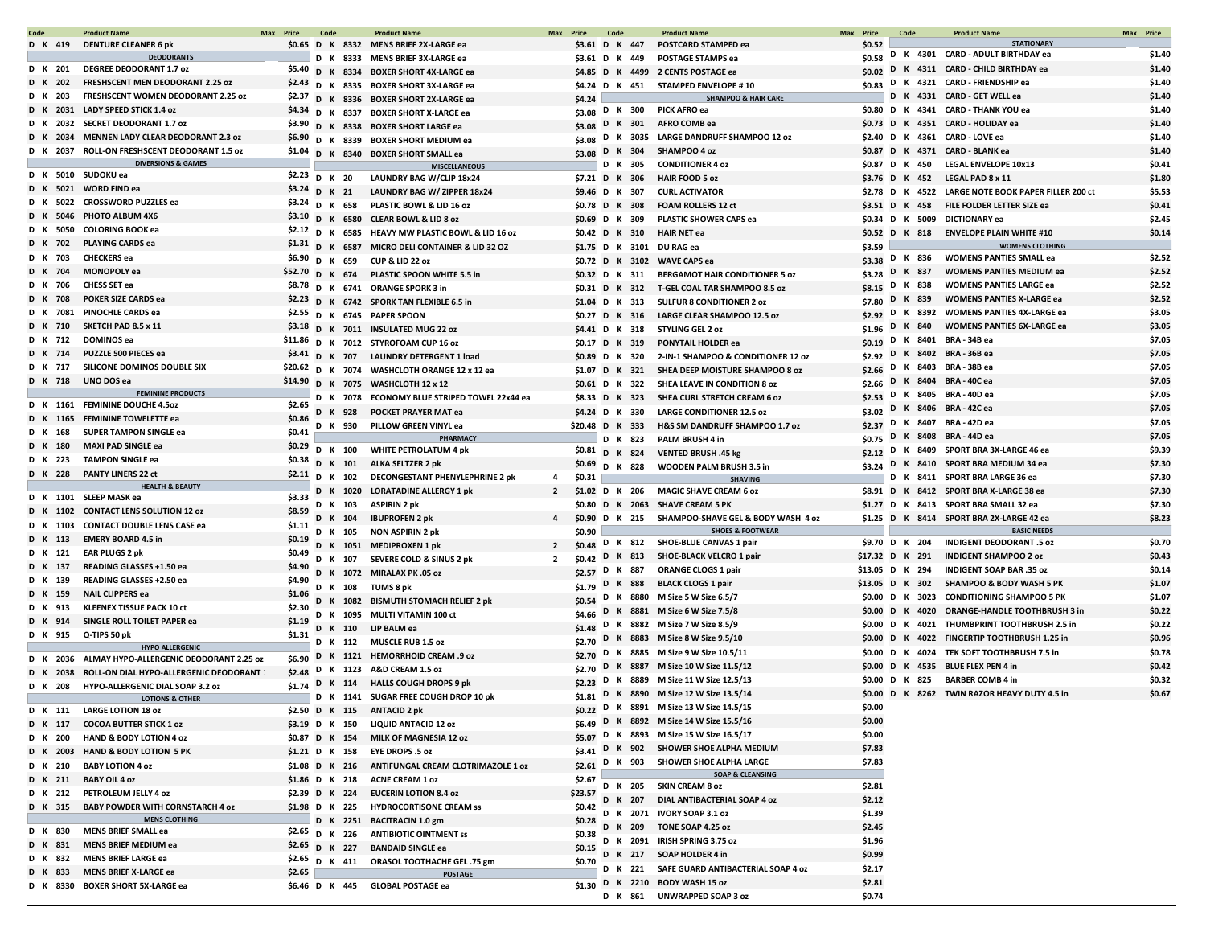| Code | Product Name | Max | Price |
| --- | --- | --- | --- |
| D K 419 | DENTURE CLEANER 6 pk | | $0.65 |
| | **DEODORANTS** | | |
| D K 201 | DEGREE DEODORANT 1.7 oz | | $5.40 |
| D K 202 | FRESHSCENT MEN DEODORANT 2.25 oz | | $2.43 |
| D K 203 | FRESHSCENT WOMEN DEODORANT 2.25 oz | | $2.37 |
| D K 2031 | LADY SPEED STICK 1.4 oz | | $4.34 |
| D K 2032 | SECRET DEODORANT 1.7 oz | | $3.90 |
| D K 2034 | MENNEN LADY CLEAR DEODORANT 2.3 oz | | $6.90 |
| D K 2037 | ROLL-ON FRESHSCENT DEODORANT 1.5 oz | | $1.04 |
| | **DIVERSIONS & GAMES** | | |
| D K 5010 | SUDOKU ea | | $2.23 |
| D K 5021 | WORD FIND ea | | $3.24 |
| D K 5022 | CROSSWORD PUZZLES ea | | $3.24 |
| D K 5046 | PHOTO ALBUM 4X6 | | $3.10 |
| D K 5050 | COLORING BOOK ea | | $2.12 |
| D K 702 | PLAYING CARDS ea | | $1.31 |
| D K 703 | CHECKERS ea | | $6.90 |
| D K 704 | MONOPOLY ea | | $52.70 |
| D K 706 | CHESS SET ea | | $8.78 |
| D K 708 | POKER SIZE CARDS ea | | $2.23 |
| D K 7081 | PINOCHLE CARDS ea | | $2.55 |
| D K 710 | SKETCH PAD 8.5 x 11 | | $3.18 |
| D K 712 | DOMINOS ea | | $11.86 |
| D K 714 | PUZZLE 500 PIECES ea | | $3.41 |
| D K 717 | SILICONE DOMINOS DOUBLE SIX | | $20.62 |
| D K 718 | UNO DOS ea | | $14.90 |
| | **FEMININE PRODUCTS** | | |
| D K 1161 | FEMININE DOUCHE 4.5oz | | $2.65 |
| D K 1165 | FEMININE TOWELETTE ea | | $0.86 |
| D K 168 | SUPER TAMPON SINGLE ea | | $0.41 |
| D K 180 | MAXI PAD SINGLE ea | | $0.29 |
| D K 223 | TAMPON SINGLE ea | | $0.38 |
| D K 228 | PANTY LINERS 22 ct | | $2.11 |
| | **HEALTH & BEAUTY** | | |
| D K 1101 | SLEEP MASK ea | | $3.33 |
| D K 1102 | CONTACT LENS SOLUTION 12 oz | | $8.59 |
| D K 1103 | CONTACT DOUBLE LENS CASE ea | | $1.11 |
| D K 113 | EMERY BOARD 4.5 in | | $0.19 |
| D K 121 | EAR PLUGS 2 pk | | $0.49 |
| D K 137 | READING GLASSES +1.50 ea | | $4.90 |
| D K 139 | READING GLASSES +2.50 ea | | $4.90 |
| D K 159 | NAIL CLIPPERS ea | | $1.06 |
| D K 913 | KLEENEX TISSUE PACK 10 ct | | $2.30 |
| D K 914 | SINGLE ROLL TOILET PAPER ea | | $1.19 |
| D K 915 | Q-TIPS 50 pk | | $1.31 |
| | **HYPO ALLERGENIC** | | |
| D K 2036 | ALMAY HYPO-ALLERGENIC DEODORANT 2.25 oz | | $6.90 |
| D K 2038 | ROLL-ON DIAL HYPO-ALLERGENIC DEODORANT : | | $2.48 |
| D K 208 | HYPO-ALLERGENIC DIAL SOAP 3.2 oz | | $1.74 |
| | **LOTIONS & OTHER** | | |
| D K 111 | LARGE LOTION 18 oz | | $2.50 |
| D K 117 | COCOA BUTTER STICK 1 oz | | $3.19 |
| D K 200 | HAND & BODY LOTION 4 oz | | $0.87 |
| D K 2003 | HAND & BODY LOTION 5 PK | | $1.21 |
| D K 210 | BABY LOTION 4 oz | | $1.08 |
| D K 211 | BABY OIL 4 oz | | $1.86 |
| D K 212 | PETROLEUM JELLY 4 oz | | $2.39 |
| D K 315 | BABY POWDER WITH CORNSTARCH 4 oz | | $1.98 |
| | **MENS CLOTHING** | | |
| D K 830 | MENS BRIEF SMALL ea | | $2.65 |
| D K 831 | MENS BRIEF MEDIUM ea | | $2.65 |
| D K 832 | MENS BRIEF LARGE ea | | $2.65 |
| D K 833 | MENS BRIEF X-LARGE ea | | $2.65 |
| D K 8330 | BOXER SHORT 5X-LARGE ea | | $6.46 |
| D K 8332 | MENS BRIEF 2X-LARGE ea | | $3.61 |
| D K 8333 | MENS BRIEF 3X-LARGE ea | | $3.61 |
| D K 8334 | BOXER SHORT 4X-LARGE ea | | $4.85 |
| D K 8335 | BOXER SHORT 3X-LARGE ea | | $4.24 |
| D K 8336 | BOXER SHORT 2X-LARGE ea | | $4.24 |
| D K 8337 | BOXER SHORT X-LARGE ea | | $3.08 |
| D K 8338 | BOXER SHORT LARGE ea | | $3.08 |
| D K 8339 | BOXER SHORT MEDIUM ea | | $3.08 |
| D K 8340 | BOXER SHORT SMALL ea | | $3.08 |
| | **MISCELLANEOUS** | | |
| D K 20 | LAUNDRY BAG W/CLIP 18x24 | | $7.21 |
| D K 21 | LAUNDRY BAG W/ ZIPPER 18x24 | | $9.46 |
| D K 658 | PLASTIC BOWL & LID 16 oz | | $0.78 |
| D K 6580 | CLEAR BOWL & LID 8 oz | | $0.69 |
| D K 6585 | HEAVY MW PLASTIC BOWL & LID 16 oz | | $0.42 |
| D K 6587 | MICRO DELI CONTAINER & LID 32 OZ | | $1.75 |
| D K 659 | CUP & LID 22 oz | | $0.72 |
| D K 674 | PLASTIC SPOON WHITE 5.5 in | | $0.32 |
| D K 6741 | ORANGE SPORK 3 in | | $0.31 |
| D K 6742 | SPORK TAN FLEXIBLE 6.5 in | | $1.04 |
| D K 6745 | PAPER SPOON | | $0.27 |
| D K 7011 | INSULATED MUG 22 oz | | $4.41 |
| D K 7012 | STYROFOAM CUP 16 oz | | $0.17 |
| D K 707 | LAUNDRY DETERGENT 1 load | | $0.89 |
| D K 7074 | WASHCLOTH ORANGE 12 x 12 ea | | $1.07 |
| D K 7075 | WASHCLOTH 12 x 12 | | $0.61 |
| D K 7078 | ECONOMY BLUE STRIPED TOWEL 22x44 ea | | $8.33 |
| D K 928 | POCKET PRAYER MAT ea | | $4.24 |
| D K 930 | PILLOW GREEN VINYL ea | | $20.48 |
| | **PHARMACY** | | |
| D K 100 | WHITE PETROLATUM 4 pk | | $0.81 |
| D K 101 | ALKA SELTZER 2 pk | | $0.69 |
| D K 102 | DECONGESTANT PHENYLEPHRINE 2 pk | 4 | $0.31 |
| D K 1020 | LORATADINE ALLERGY 1 pk | 2 | $1.02 |
| D K 103 | ASPIRIN 2 pk | | $0.80 |
| D K 104 | IBUPROFEN 2 pk | 4 | $0.90 |
| D K 105 | NON ASPIRIN 2 pk | | $0.90 |
| D K 1051 | MEDIPROXEN 1 pk | 2 | $0.48 |
| D K 107 | SEVERE COLD & SINUS 2 pk | 2 | $0.42 |
| D K 1072 | MIRALAX PK .05 oz | | $2.57 |
| D K 108 | TUMS 8 pk | | $1.79 |
| D K 1082 | BISMUTH STOMACH RELIEF 2 pk | | $0.54 |
| D K 1095 | MULTI VITAMIN 100 ct | | $4.66 |
| D K 110 | LIP BALM ea | | $1.48 |
| D K 112 | MUSCLE RUB 1.5 oz | | $2.70 |
| D K 1121 | HEMORRHOID CREAM .9 oz | | $2.70 |
| D K 1123 | A&D CREAM 1.5 oz | | $2.70 |
| D K 114 | HALLS COUGH DROPS 9 pk | | $2.23 |
| D K 1141 | SUGAR FREE COUGH DROP 10 pk | | $1.81 |
| D K 115 | ANTACID 2 pk | | $0.22 |
| D K 150 | LIQUID ANTACID 12 oz | | $6.49 |
| D K 154 | MILK OF MAGNESIA 12 oz | | $5.07 |
| D K 158 | EYE DROPS .5 oz | | $3.41 |
| D K 216 | ANTIFUNGAL CREAM CLOTRIMAZOLE 1 oz | | $2.61 |
| D K 218 | ACNE CREAM 1 oz | | $2.67 |
| D K 224 | EUCERIN LOTION 8.4 oz | | $23.57 |
| D K 225 | HYDROCORTISONE CREAM ss | | $0.42 |
| D K 2251 | BACITRACIN 1.0 gm | | $0.28 |
| D K 226 | ANTIBIOTIC OINTMENT ss | | $0.38 |
| D K 227 | BANDAID SINGLE ea | | $0.15 |
| D K 411 | ORASOL TOOTHACHE GEL .75 gm | | $0.70 |
| | **POSTAGE** | | |
| D K 445 | GLOBAL POSTAGE ea | | $1.30 |
| D K 447 | POSTCARD STAMPED ea | | $0.52 |
| D K 449 | POSTAGE STAMPS ea | | $0.58 |
| D K 4499 | 2 CENTS POSTAGE ea | | $0.02 |
| D K 451 | STAMPED ENVELOPE # 10 | | $0.83 |
| | **SHAMPOO & HAIR CARE** | | |
| D K 300 | PICK AFRO ea | | $0.80 |
| D K 301 | AFRO COMB ea | | $0.73 |
| D K 3035 | LARGE DANDRUFF SHAMPOO 12 oz | | $2.40 |
| D K 304 | SHAMPOO 4 oz | | $0.87 |
| D K 305 | CONDITIONER 4 oz | | $0.87 |
| D K 306 | HAIR FOOD 5 oz | | $3.76 |
| D K 307 | CURL ACTIVATOR | | $2.78 |
| D K 308 | FOAM ROLLERS 12 ct | | $3.51 |
| D K 309 | PLASTIC SHOWER CAPS ea | | $0.34 |
| D K 310 | HAIR NET ea | | $0.52 |
| D K 3101 | DU RAG ea | | $3.59 |
| D K 3102 | WAVE CAPS ea | | $3.38 |
| D K 311 | BERGAMOT HAIR CONDITIONER 5 oz | | $3.28 |
| D K 312 | T-GEL COAL TAR SHAMPOO 8.5 oz | | $8.15 |
| D K 313 | SULFUR 8 CONDITIONER 2 oz | | $7.80 |
| D K 316 | LARGE CLEAR SHAMPOO 12.5 oz | | $2.92 |
| D K 318 | STYLING GEL 2 oz | | $1.96 |
| D K 319 | PONYTAIL HOLDER ea | | $0.19 |
| D K 320 | 2-IN-1 SHAMPOO & CONDITIONER 12 oz | | $2.92 |
| D K 321 | SHEA DEEP MOISTURE SHAMPOO 8 oz | | $2.66 |
| D K 322 | SHEA LEAVE IN CONDITION 8 oz | | $2.66 |
| D K 323 | SHEA CURL STRETCH CREAM 6 oz | | $2.53 |
| D K 330 | LARGE CONDITIONER 12.5 oz | | $3.02 |
| D K 333 | H&S SM DANDRUFF SHAMPOO 1.7 oz | | $2.37 |
| D K 823 | PALM BRUSH 4 in | | $0.75 |
| D K 824 | VENTED BRUSH .45 kg | | $2.12 |
| D K 828 | WOODEN PALM BRUSH 3.5 in | | $3.24 |
| | **SHAVING** | | |
| D K 206 | MAGIC SHAVE CREAM 6 oz | | $8.91 |
| D K 2063 | SHAVE CREAM 5 PK | | $1.27 |
| D K 215 | SHAMPOO-SHAVE GEL & BODY WASH 4 oz | | $1.25 |
| | **SHOES & FOOTWEAR** | | |
| D K 812 | SHOE-BLUE CANVAS 1 pair | | $9.70 |
| D K 813 | SHOE-BLACK VELCRO 1 pair | | $17.32 |
| D K 887 | ORANGE CLOGS 1 pair | | $13.00 |
| D K 888 | BLACK CLOGS 1 pair | | $13.05 |
| D K 8880 | M Size 5 W Size 6.5/7 | | $0.00 |
| D K 8881 | M Size 6 W Size 7.5/8 | | $0.00 |
| D K 8882 | M Size 7 W Size 8.5/9 | | $0.00 |
| D K 8883 | M Size 8 W Size 9.5/10 | | $0.00 |
| D K 8885 | M Size 9 W Size 10.5/11 | | $0.00 |
| D K 8887 | M Size 10 W Size 11.5/12 | | $0.00 |
| D K 8889 | M Size 11 W Size 12.5/13 | | $0.00 |
| D K 8890 | M Size 12 W Size 13.5/14 | | $0.00 |
| D K 8891 | M Size 13 W Size 14.5/15 | | $0.00 |
| D K 8892 | M Size 14 W Size 15.5/16 | | $0.00 |
| D K 8893 | M Size 15 W Size 16.5/17 | | $0.00 |
| D K 902 | SHOWER SHOE ALPHA MEDIUM | | $7.83 |
| D K 903 | SHOWER SHOE ALPHA LARGE | | $7.83 |
| | **SOAP & CLEANSING** | | |
| D K 205 | SKIN CREAM 8 oz | | $2.81 |
| D K 207 | DIAL ANTIBACTERIAL SOAP 4 oz | | $2.12 |
| D K 2071 | IVORY SOAP 3.1 oz | | $1.39 |
| D K 209 | TONE SOAP 4.25 oz | | $2.45 |
| D K 2091 | IRISH SPRING 3.75 oz | | $1.96 |
| D K 217 | SOAP HOLDER 4 in | | $0.99 |
| D K 221 | SAFE GUARD ANTIBACTERIAL SOAP 4 oz | | $2.17 |
| D K 2210 | BODY WASH 15 oz | | $2.81 |
| D K 861 | UNWRAPPED SOAP 3 oz | | $0.74 |
| | **STATIONARY** | | |
| D K 4301 | CARD - ADULT BIRTHDAY ea | | $1.40 |
| D K 4311 | CARD - CHILD BIRTHDAY ea | | $1.40 |
| D K 4321 | CARD - FRIENDSHIP ea | | $1.40 |
| D K 4331 | CARD - GET WELL ea | | $1.40 |
| D K 4341 | CARD - THANK YOU ea | | $1.40 |
| D K 4351 | CARD - HOLIDAY ea | | $1.40 |
| D K 4361 | CARD - LOVE ea | | $1.40 |
| D K 4371 | CARD - BLANK ea | | $1.40 |
| D K 450 | LEGAL ENVELOPE 10x13 | | $0.41 |
| D K 452 | LEGAL PAD 8 x 11 | | $1.80 |
| D K 4522 | LARGE NOTE BOOK PAPER FILLER 200 ct | | $5.53 |
| D K 458 | FILE FOLDER LETTER SIZE ea | | $0.41 |
| D K 5009 | DICTIONARY ea | | $2.45 |
| D K 818 | ENVELOPE PLAIN WHITE #10 | | $0.14 |
| | **WOMENS CLOTHING** | | |
| D K 836 | WOMENS PANTIES SMALL ea | | $2.52 |
| D K 837 | WOMENS PANTIES MEDIUM ea | | $2.52 |
| D K 838 | WOMENS PANTIES LARGE ea | | $2.52 |
| D K 839 | WOMENS PANTIES X-LARGE ea | | $2.52 |
| D K 8392 | WOMENS PANTIES 4X-LARGE ea | | $3.05 |
| D K 840 | WOMENS PANTIES 6X-LARGE ea | | $3.05 |
| D K 8401 | BRA - 34B ea | | $7.05 |
| D K 8402 | BRA - 36B ea | | $7.05 |
| D K 8403 | BRA - 38B ea | | $7.05 |
| D K 8404 | BRA - 40C ea | | $7.05 |
| D K 8405 | BRA - 40D ea | | $7.05 |
| D K 8406 | BRA - 42C ea | | $7.05 |
| D K 8407 | BRA - 42D ea | | $7.05 |
| D K 8408 | BRA - 44D ea | | $7.05 |
| D K 8409 | SPORT BRA 3X-LARGE 46 ea | | $9.39 |
| D K 8410 | SPORT BRA MEDIUM 34 ea | | $7.30 |
| D K 8411 | SPORT BRA LARGE 36 ea | | $7.30 |
| D K 8412 | SPORT BRA X-LARGE 38 ea | | $7.30 |
| D K 8413 | SPORT BRA SMALL 32 ea | | $7.30 |
| D K 8414 | SPORT BRA 2X-LARGE 42 ea | | $8.23 |
| | **BASIC NEEDS** | | |
| D K 204 | INDIGENT DEODORANT .5 oz | | $0.70 |
| D K 291 | INDIGENT SHAMPOO 2 oz | | $0.43 |
| D K 294 | INDIGENT SOAP BAR .35 oz | | $0.14 |
| D K 302 | SHAMPOO & BODY WASH 5 PK | | $1.07 |
| D K 3023 | CONDITIONING SHAMPOO 5 PK | | $1.07 |
| D K 4020 | ORANGE-HANDLE TOOTHBRUSH 3 in | | $0.22 |
| D K 4021 | THUMBPRINT TOOTHBRUSH 2.5 in | | $0.22 |
| D K 4022 | FINGERTIP TOOTHBRUSH 1.25 in | | $0.96 |
| D K 4024 | TEK SOFT TOOTHBRUSH 7.5 in | | $0.78 |
| D K 4535 | BLUE FLEX PEN 4 in | | $0.42 |
| D K 825 | BARBER COMB 4 in | | $0.32 |
| D K 8262 | TWIN RAZOR HEAVY DUTY 4.5 in | | $0.67 |